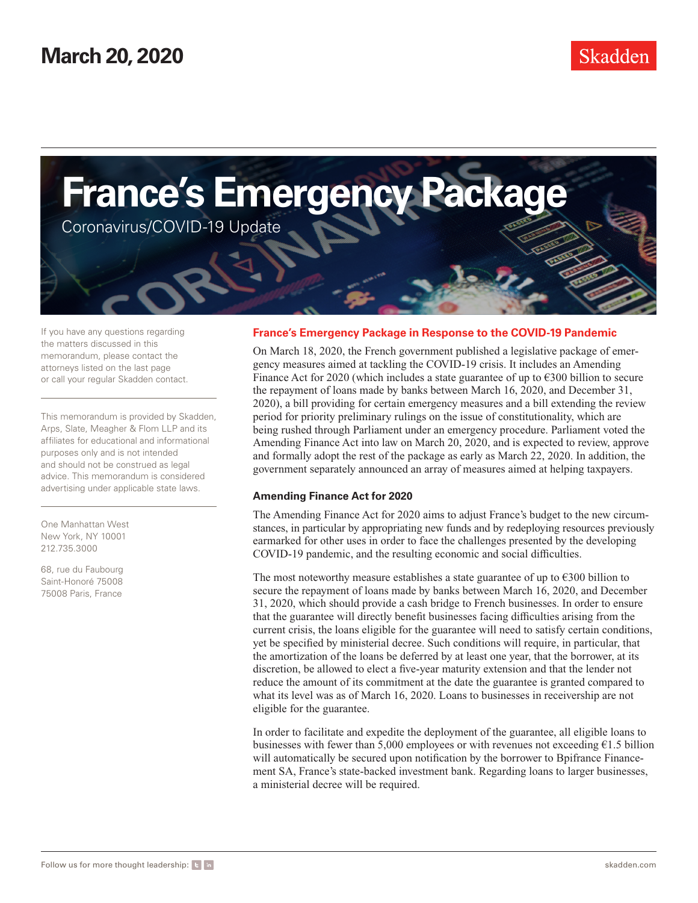March 20, 2020

# France's Emergency Package

Coronavirus/COVID-19 Update

If you have any questions regarding the matters discussed in this memorandum, please contact the attorneys listed on the last page or call your regular Skadden contact.

This memorandum is provided by Skadden, Arps, Slate, Meagher & Flom LLP and its affiliates for educational and informational purposes only and is not intended and should not be construed as legal advice. This memorandum is considered advertising under applicable state laws.

One Manhattan West
New York, NY 10001
212.735.3000

68, rue du Faubourg
Saint-Honoré 75008
75008 Paris, France

## France's Emergency Package in Response to the COVID-19 Pandemic

On March 18, 2020, the French government published a legislative package of emergency measures aimed at tackling the COVID-19 crisis. It includes an Amending Finance Act for 2020 (which includes a state guarantee of up to €300 billion to secure the repayment of loans made by banks between March 16, 2020, and December 31, 2020), a bill providing for certain emergency measures and a bill extending the review period for priority preliminary rulings on the issue of constitutionality, which are being rushed through Parliament under an emergency procedure. Parliament voted the Amending Finance Act into law on March 20, 2020, and is expected to review, approve and formally adopt the rest of the package as early as March 22, 2020. In addition, the government separately announced an array of measures aimed at helping taxpayers.

### Amending Finance Act for 2020

The Amending Finance Act for 2020 aims to adjust France's budget to the new circumstances, in particular by appropriating new funds and by redeploying resources previously earmarked for other uses in order to face the challenges presented by the developing COVID-19 pandemic, and the resulting economic and social difficulties.

The most noteworthy measure establishes a state guarantee of up to €300 billion to secure the repayment of loans made by banks between March 16, 2020, and December 31, 2020, which should provide a cash bridge to French businesses. In order to ensure that the guarantee will directly benefit businesses facing difficulties arising from the current crisis, the loans eligible for the guarantee will need to satisfy certain conditions, yet be specified by ministerial decree. Such conditions will require, in particular, that the amortization of the loans be deferred by at least one year, that the borrower, at its discretion, be allowed to elect a five-year maturity extension and that the lender not reduce the amount of its commitment at the date the guarantee is granted compared to what its level was as of March 16, 2020. Loans to businesses in receivership are not eligible for the guarantee.

In order to facilitate and expedite the deployment of the guarantee, all eligible loans to businesses with fewer than 5,000 employees or with revenues not exceeding €1.5 billion will automatically be secured upon notification by the borrower to Bpifrance Financement SA, France's state-backed investment bank. Regarding loans to larger businesses, a ministerial decree will be required.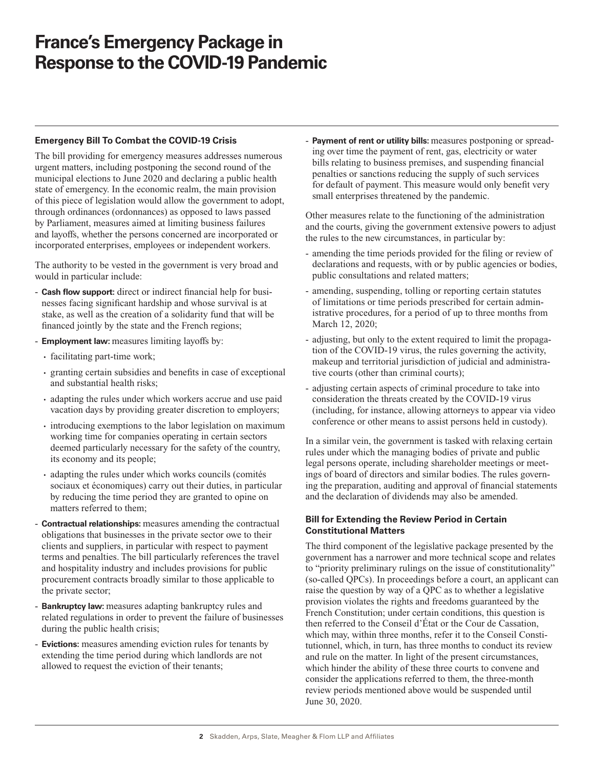# France's Emergency Package in Response to the COVID-19 Pandemic

### Emergency Bill To Combat the COVID-19 Crisis

The bill providing for emergency measures addresses numerous urgent matters, including postponing the second round of the municipal elections to June 2020 and declaring a public health state of emergency. In the economic realm, the main provision of this piece of legislation would allow the government to adopt, through ordinances (ordonnances) as opposed to laws passed by Parliament, measures aimed at limiting business failures and layoffs, whether the persons concerned are incorporated or incorporated enterprises, employees or independent workers.

The authority to be vested in the government is very broad and would in particular include:

- **Cash flow support:** direct or indirect financial help for businesses facing significant hardship and whose survival is at stake, as well as the creation of a solidarity fund that will be financed jointly by the state and the French regions;
- **Employment law:** measures limiting layoffs by:
  - facilitating part-time work;
  - granting certain subsidies and benefits in case of exceptional and substantial health risks;
  - adapting the rules under which workers accrue and use paid vacation days by providing greater discretion to employers;
  - introducing exemptions to the labor legislation on maximum working time for companies operating in certain sectors deemed particularly necessary for the safety of the country, its economy and its people;
  - adapting the rules under which works councils (comités sociaux et économiques) carry out their duties, in particular by reducing the time period they are granted to opine on matters referred to them;
- **Contractual relationships:** measures amending the contractual obligations that businesses in the private sector owe to their clients and suppliers, in particular with respect to payment terms and penalties. The bill particularly references the travel and hospitality industry and includes provisions for public procurement contracts broadly similar to those applicable to the private sector;
- **Bankruptcy law:** measures adapting bankruptcy rules and related regulations in order to prevent the failure of businesses during the public health crisis;
- **Evictions:** measures amending eviction rules for tenants by extending the time period during which landlords are not allowed to request the eviction of their tenants;
- **Payment of rent or utility bills:** measures postponing or spreading over time the payment of rent, gas, electricity or water bills relating to business premises, and suspending financial penalties or sanctions reducing the supply of such services for default of payment. This measure would only benefit very small enterprises threatened by the pandemic.

Other measures relate to the functioning of the administration and the courts, giving the government extensive powers to adjust the rules to the new circumstances, in particular by:

- amending the time periods provided for the filing or review of declarations and requests, with or by public agencies or bodies, public consultations and related matters;
- amending, suspending, tolling or reporting certain statutes of limitations or time periods prescribed for certain administrative procedures, for a period of up to three months from March 12, 2020;
- adjusting, but only to the extent required to limit the propagation of the COVID-19 virus, the rules governing the activity, makeup and territorial jurisdiction of judicial and administrative courts (other than criminal courts);
- adjusting certain aspects of criminal procedure to take into consideration the threats created by the COVID-19 virus (including, for instance, allowing attorneys to appear via video conference or other means to assist persons held in custody).

In a similar vein, the government is tasked with relaxing certain rules under which the managing bodies of private and public legal persons operate, including shareholder meetings or meetings of board of directors and similar bodies. The rules governing the preparation, auditing and approval of financial statements and the declaration of dividends may also be amended.

### Bill for Extending the Review Period in Certain Constitutional Matters

The third component of the legislative package presented by the government has a narrower and more technical scope and relates to "priority preliminary rulings on the issue of constitutionality" (so-called QPCs). In proceedings before a court, an applicant can raise the question by way of a QPC as to whether a legislative provision violates the rights and freedoms guaranteed by the French Constitution; under certain conditions, this question is then referred to the Conseil d'État or the Cour de Cassation, which may, within three months, refer it to the Conseil Constitutionnel, which, in turn, has three months to conduct its review and rule on the matter. In light of the present circumstances, which hinder the ability of these three courts to convene and consider the applications referred to them, the three-month review periods mentioned above would be suspended until June 30, 2020.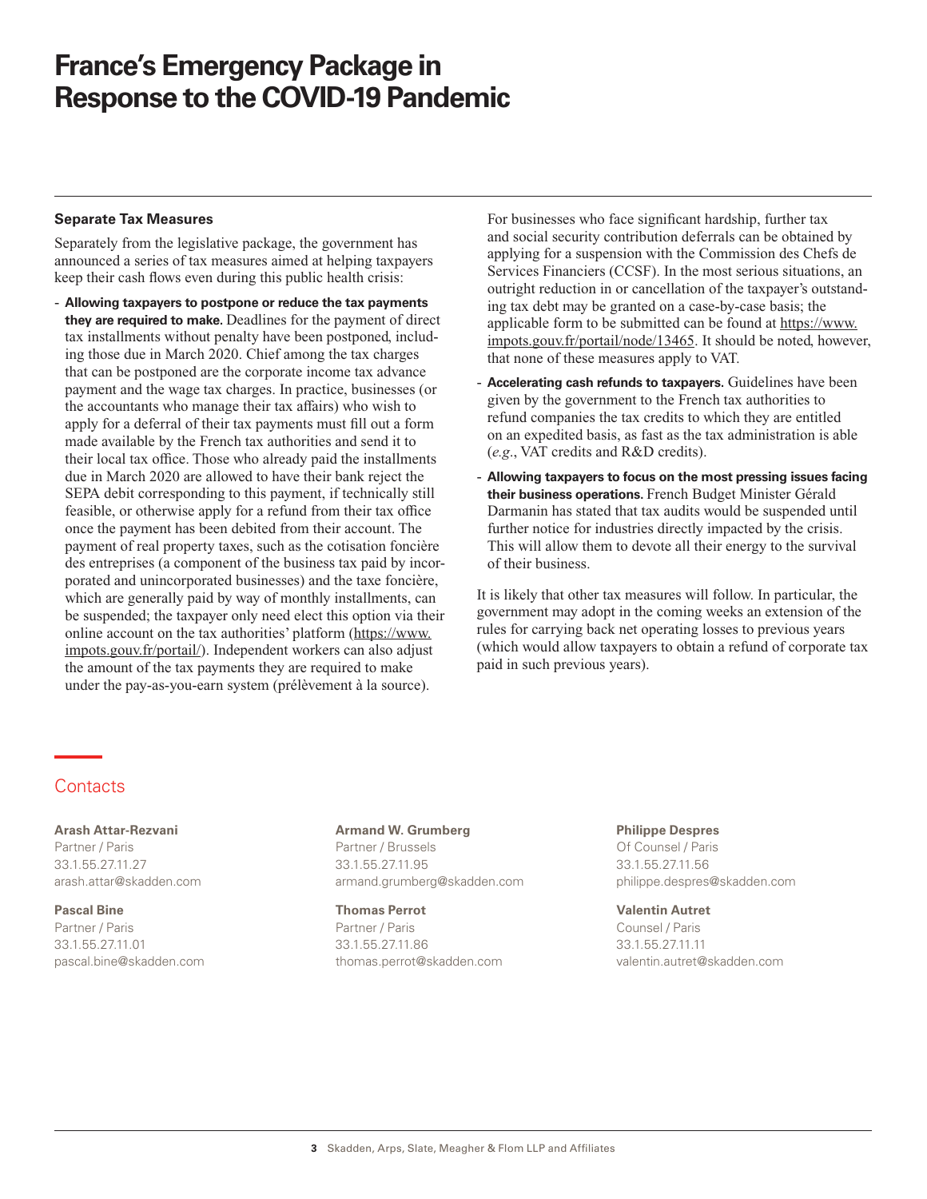# France's Emergency Package in Response to the COVID-19 Pandemic

**Separate Tax Measures**

Separately from the legislative package, the government has announced a series of tax measures aimed at helping taxpayers keep their cash flows even during this public health crisis:

- **Allowing taxpayers to postpone or reduce the tax payments they are required to make.** Deadlines for the payment of direct tax installments without penalty have been postponed, including those due in March 2020. Chief among the tax charges that can be postponed are the corporate income tax advance payment and the wage tax charges. In practice, businesses (or the accountants who manage their tax affairs) who wish to apply for a deferral of their tax payments must fill out a form made available by the French tax authorities and send it to their local tax office. Those who already paid the installments due in March 2020 are allowed to have their bank reject the SEPA debit corresponding to this payment, if technically still feasible, or otherwise apply for a refund from their tax office once the payment has been debited from their account. The payment of real property taxes, such as the cotisation foncière des entreprises (a component of the business tax paid by incorporated and unincorporated businesses) and the taxe foncière, which are generally paid by way of monthly installments, can be suspended; the taxpayer only need elect this option via their online account on the tax authorities' platform (https://www.impots.gouv.fr/portail/). Independent workers can also adjust the amount of the tax payments they are required to make under the pay-as-you-earn system (prélèvement à la source).

  For businesses who face significant hardship, further tax and social security contribution deferrals can be obtained by applying for a suspension with the Commission des Chefs de Services Financiers (CCSF). In the most serious situations, an outright reduction in or cancellation of the taxpayer's outstanding tax debt may be granted on a case-by-case basis; the applicable form to be submitted can be found at https://www.impots.gouv.fr/portail/node/13465. It should be noted, however, that none of these measures apply to VAT.
- **Accelerating cash refunds to taxpayers.** Guidelines have been given by the government to the French tax authorities to refund companies the tax credits to which they are entitled on an expedited basis, as fast as the tax administration is able (*e.g.*, VAT credits and R&D credits).
- **Allowing taxpayers to focus on the most pressing issues facing their business operations.** French Budget Minister Gérald Darmanin has stated that tax audits would be suspended until further notice for industries directly impacted by the crisis. This will allow them to devote all their energy to the survival of their business.

It is likely that other tax measures will follow. In particular, the government may adopt in the coming weeks an extension of the rules for carrying back net operating losses to previous years (which would allow taxpayers to obtain a refund of corporate tax paid in such previous years).

## Contacts

**Arash Attar-Rezvani**
Partner / Paris
33.1.55.27.11.27
arash.attar@skadden.com

**Pascal Bine**
Partner / Paris
33.1.55.27.11.01
pascal.bine@skadden.com

**Armand W. Grumberg**
Partner / Brussels
33.1.55.27.11.95
armand.grumberg@skadden.com

**Thomas Perrot**
Partner / Paris
33.1.55.27.11.86
thomas.perrot@skadden.com

**Philippe Despres**
Of Counsel / Paris
33.1.55.27.11.56
philippe.despres@skadden.com

**Valentin Autret**
Counsel / Paris
33.1.55.27.11.11
valentin.autret@skadden.com